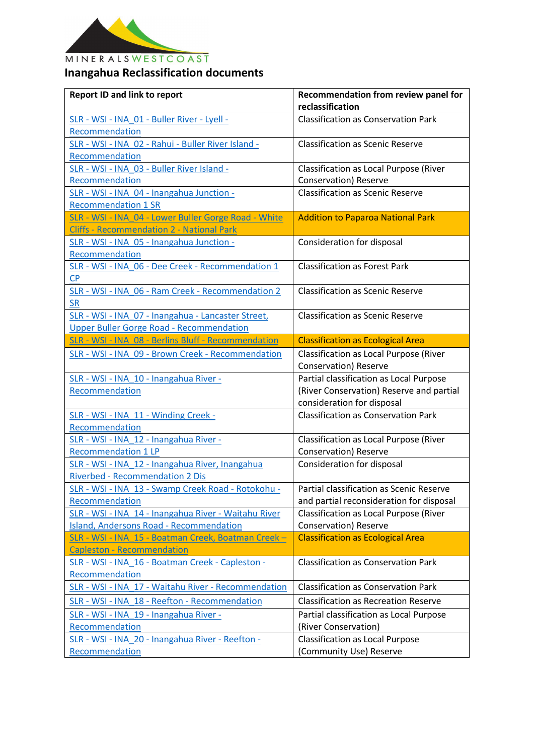MINERALSWESTCOAST

# Inangahua Reclassification documents

| Report ID and link to report | Recommendation from review panel for reclassification |
|---|---|
| SLR - WSI - INA_01 - Buller River - Lyell - Recommendation | Classification as Conservation Park |
| SLR - WSI - INA_02 - Rahui - Buller River Island - Recommendation | Classification as Scenic Reserve |
| SLR - WSI - INA_03 - Buller River Island - Recommendation | Classification as Local Purpose (River Conservation) Reserve |
| SLR - WSI - INA_04 - Inangahua Junction - Recommendation 1 SR | Classification as Scenic Reserve |
| SLR - WSI - INA_04 - Lower Buller Gorge Road - White Cliffs - Recommendation 2 - National Park | Addition to Paparoa National Park |
| SLR - WSI - INA_05 - Inangahua Junction - Recommendation | Consideration for disposal |
| SLR - WSI - INA_06 - Dee Creek - Recommendation 1 CP | Classification as Forest Park |
| SLR - WSI - INA_06 - Ram Creek - Recommendation 2 SR | Classification as Scenic Reserve |
| SLR - WSI - INA_07 - Inangahua - Lancaster Street, Upper Buller Gorge Road - Recommendation | Classification as Scenic Reserve |
| SLR - WSI - INA_08 - Berlins Bluff - Recommendation | Classification as Ecological Area |
| SLR - WSI - INA_09 - Brown Creek - Recommendation | Classification as Local Purpose (River Conservation) Reserve |
| SLR - WSI - INA_10 - Inangahua River - Recommendation | Partial classification as Local Purpose (River Conservation) Reserve and partial consideration for disposal |
| SLR - WSI - INA_11 - Winding Creek - Recommendation | Classification as Conservation Park |
| SLR - WSI - INA_12 - Inangahua River - Recommendation 1 LP | Classification as Local Purpose (River Conservation) Reserve |
| SLR - WSI - INA_12 - Inangahua River, Inangahua Riverbed - Recommendation 2 Dis | Consideration for disposal |
| SLR - WSI - INA_13 - Swamp Creek Road - Rotokohu - Recommendation | Partial classification as Scenic Reserve and partial reconsideration for disposal |
| SLR - WSI - INA_14 - Inangahua River - Waitahu River Island, Andersons Road - Recommendation | Classification as Local Purpose (River Conservation) Reserve |
| SLR - WSI - INA_15 - Boatman Creek, Boatman Creek – Capleston - Recommendation | Classification as Ecological Area |
| SLR - WSI - INA_16 - Boatman Creek - Capleston - Recommendation | Classification as Conservation Park |
| SLR - WSI - INA_17 - Waitahu River - Recommendation | Classification as Conservation Park |
| SLR - WSI - INA_18 - Reefton - Recommendation | Classification as Recreation Reserve |
| SLR - WSI - INA_19 - Inangahua River - Recommendation | Partial classification as Local Purpose (River Conservation) |
| SLR - WSI - INA_20 - Inangahua River - Reefton - Recommendation | Classification as Local Purpose (Community Use) Reserve |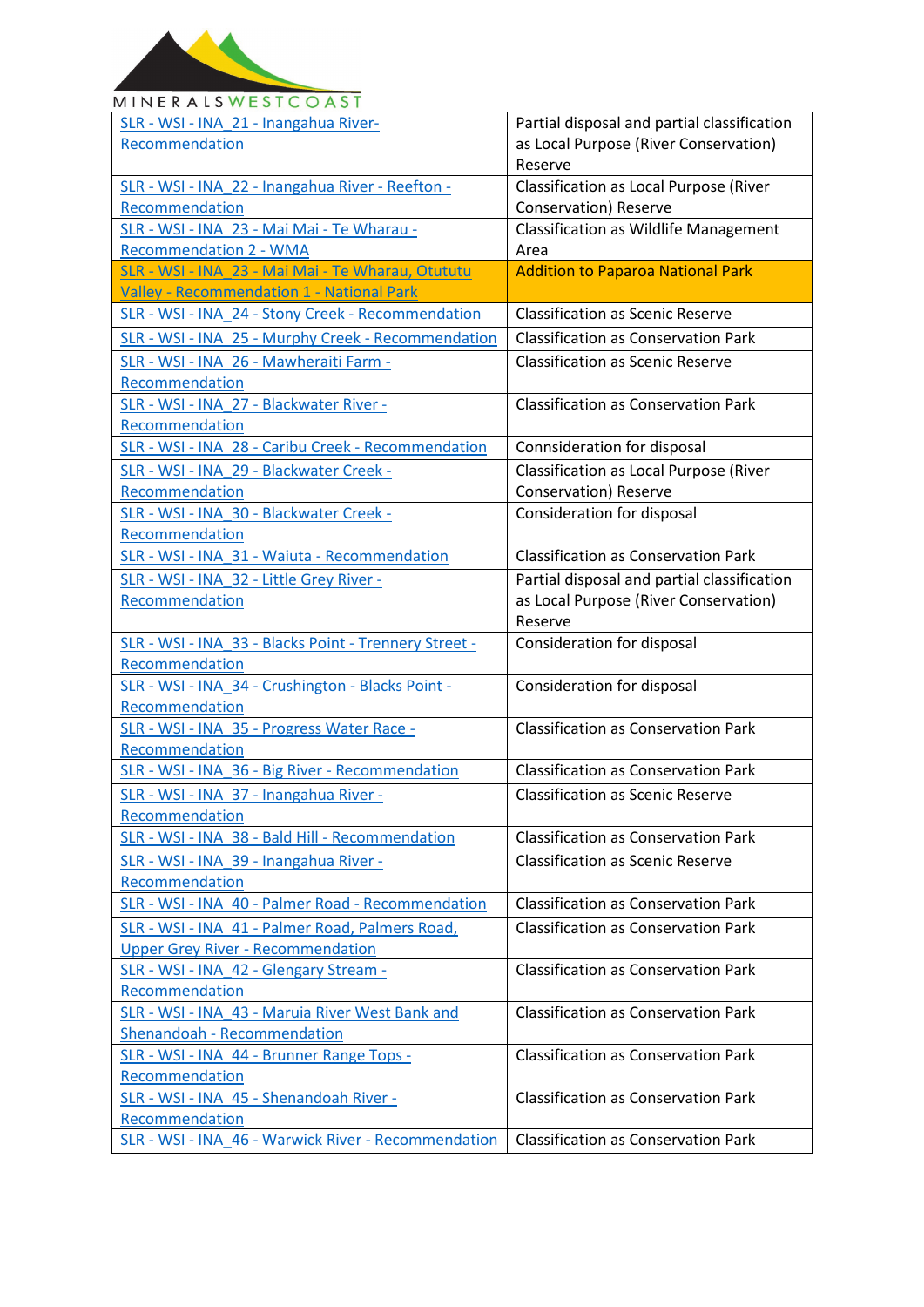| | |
|---|---|
| SLR - WSI - INA_21 - Inangahua River- Recommendation | Partial disposal and partial classification as Local Purpose (River Conservation) Reserve |
| SLR - WSI - INA_22 - Inangahua River - Reefton - Recommendation | Classification as Local Purpose (River Conservation) Reserve |
| SLR - WSI - INA_23 - Mai Mai - Te Wharau - Recommendation 2 - WMA | Classification as Wildlife Management Area |
| SLR - WSI - INA_23 - Mai Mai - Te Wharau, Otututu Valley - Recommendation 1 - National Park | Addition to Paparoa National Park |
| SLR - WSI - INA_24 - Stony Creek - Recommendation | Classification as Scenic Reserve |
| SLR - WSI - INA_25 - Murphy Creek - Recommendation | Classification as Conservation Park |
| SLR - WSI - INA_26 - Mawheraiti Farm - Recommendation | Classification as Scenic Reserve |
| SLR - WSI - INA_27 - Blackwater River - Recommendation | Classification as Conservation Park |
| SLR - WSI - INA_28 - Caribu Creek - Recommendation | Connsideration for disposal |
| SLR - WSI - INA_29 - Blackwater Creek - Recommendation | Classification as Local Purpose (River Conservation) Reserve |
| SLR - WSI - INA_30 - Blackwater Creek - Recommendation | Consideration for disposal |
| SLR - WSI - INA_31 - Waiuta - Recommendation | Classification as Conservation Park |
| SLR - WSI - INA_32 - Little Grey River - Recommendation | Partial disposal and partial classification as Local Purpose (River Conservation) Reserve |
| SLR - WSI - INA_33 - Blacks Point - Trennery Street - Recommendation | Consideration for disposal |
| SLR - WSI - INA_34 - Crushington - Blacks Point - Recommendation | Consideration for disposal |
| SLR - WSI - INA_35 - Progress Water Race - Recommendation | Classification as Conservation Park |
| SLR - WSI - INA_36 - Big River - Recommendation | Classification as Conservation Park |
| SLR - WSI - INA_37 - Inangahua River - Recommendation | Classification as Scenic Reserve |
| SLR - WSI - INA_38 - Bald Hill - Recommendation | Classification as Conservation Park |
| SLR - WSI - INA_39 - Inangahua River - Recommendation | Classification as Scenic Reserve |
| SLR - WSI - INA_40 - Palmer Road - Recommendation | Classification as Conservation Park |
| SLR - WSI - INA_41 - Palmer Road, Palmers Road, Upper Grey River - Recommendation | Classification as Conservation Park |
| SLR - WSI - INA_42 - Glengary Stream - Recommendation | Classification as Conservation Park |
| SLR - WSI - INA_43 - Maruia River West Bank and Shenandoah - Recommendation | Classification as Conservation Park |
| SLR - WSI - INA_44 - Brunner Range Tops - Recommendation | Classification as Conservation Park |
| SLR - WSI - INA_45 - Shenandoah River - Recommendation | Classification as Conservation Park |
| SLR - WSI - INA_46 - Warwick River - Recommendation | Classification as Conservation Park |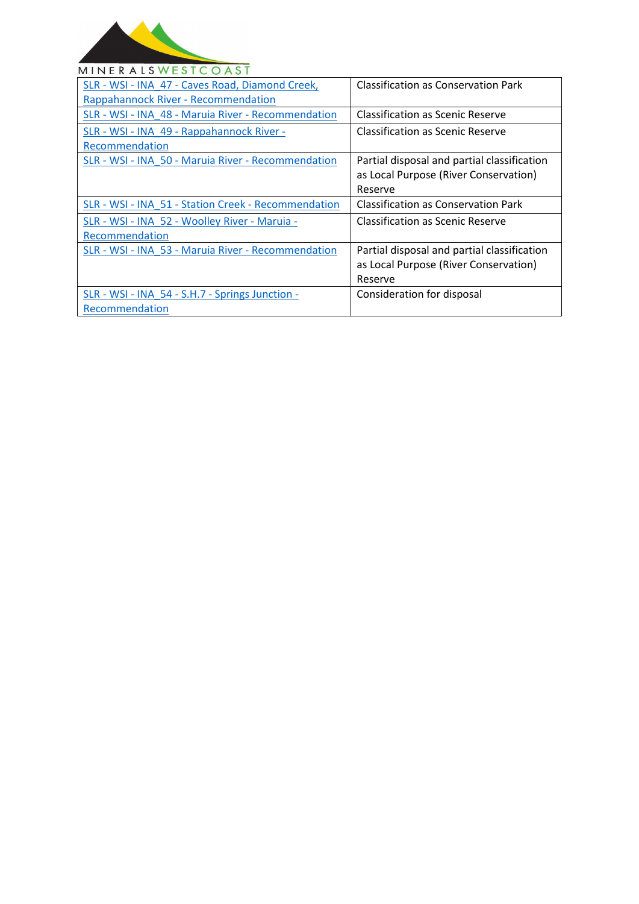| | |
|---|---|
| SLR - WSI - INA_47 - Caves Road, Diamond Creek, Rappahannock River - Recommendation | Classification as Conservation Park |
| SLR - WSI - INA_48 - Maruia River - Recommendation | Classification as Scenic Reserve |
| SLR - WSI - INA_49 - Rappahannock River - Recommendation | Classification as Scenic Reserve |
| SLR - WSI - INA_50 - Maruia River - Recommendation | Partial disposal and partial classification as Local Purpose (River Conservation) Reserve |
| SLR - WSI - INA_51 - Station Creek - Recommendation | Classification as Conservation Park |
| SLR - WSI - INA_52 - Woolley River - Maruia - Recommendation | Classification as Scenic Reserve |
| SLR - WSI - INA_53 - Maruia River - Recommendation | Partial disposal and partial classification as Local Purpose (River Conservation) Reserve |
| SLR - WSI - INA_54 - S.H.7 - Springs Junction - Recommendation | Consideration for disposal |